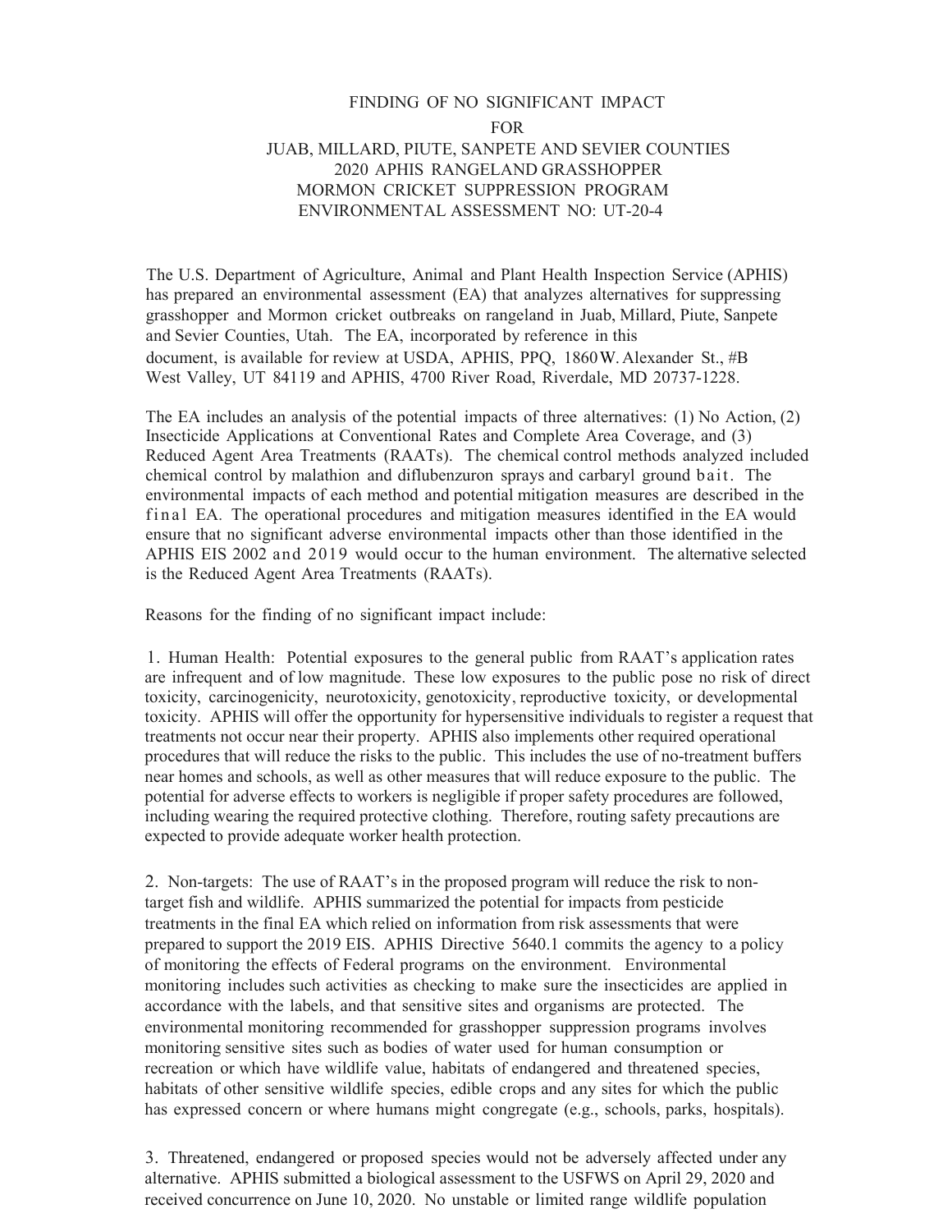# FINDING OF NO SIGNIFICANT IMPACT
## FOR
## JUAB, MILLARD, PIUTE, SANPETE AND SEVIER COUNTIES
## 2020 APHIS RANGELAND GRASSHOPPER
## MORMON CRICKET SUPPRESSION PROGRAM
## ENVIRONMENTAL ASSESSMENT NO: UT-20-4

The U.S. Department of Agriculture, Animal and Plant Health Inspection Service (APHIS) has prepared an environmental assessment (EA) that analyzes alternatives for suppressing grasshopper and Mormon cricket outbreaks on rangeland in Juab, Millard, Piute, Sanpete and Sevier Counties, Utah. The EA, incorporated by reference in this document, is available for review at USDA, APHIS, PPQ, 1860 W. Alexander St., #B West Valley, UT 84119 and APHIS, 4700 River Road, Riverdale, MD 20737-1228.

The EA includes an analysis of the potential impacts of three alternatives: (1) No Action, (2) Insecticide Applications at Conventional Rates and Complete Area Coverage, and (3) Reduced Agent Area Treatments (RAATs). The chemical control methods analyzed included chemical control by malathion and diflubenzuron sprays and carbaryl ground bait. The environmental impacts of each method and potential mitigation measures are described in the final EA. The operational procedures and mitigation measures identified in the EA would ensure that no significant adverse environmental impacts other than those identified in the APHIS EIS 2002 and 2019 would occur to the human environment. The alternative selected is the Reduced Agent Area Treatments (RAATs).

Reasons for the finding of no significant impact include:

1. Human Health: Potential exposures to the general public from RAAT's application rates are infrequent and of low magnitude. These low exposures to the public pose no risk of direct toxicity, carcinogenicity, neurotoxicity, genotoxicity, reproductive toxicity, or developmental toxicity. APHIS will offer the opportunity for hypersensitive individuals to register a request that treatments not occur near their property. APHIS also implements other required operational procedures that will reduce the risks to the public. This includes the use of no-treatment buffers near homes and schools, as well as other measures that will reduce exposure to the public. The potential for adverse effects to workers is negligible if proper safety procedures are followed, including wearing the required protective clothing. Therefore, routing safety precautions are expected to provide adequate worker health protection.

2. Non-targets: The use of RAAT's in the proposed program will reduce the risk to non-target fish and wildlife. APHIS summarized the potential for impacts from pesticide treatments in the final EA which relied on information from risk assessments that were prepared to support the 2019 EIS. APHIS Directive 5640.1 commits the agency to a policy of monitoring the effects of Federal programs on the environment. Environmental monitoring includes such activities as checking to make sure the insecticides are applied in accordance with the labels, and that sensitive sites and organisms are protected. The environmental monitoring recommended for grasshopper suppression programs involves monitoring sensitive sites such as bodies of water used for human consumption or recreation or which have wildlife value, habitats of endangered and threatened species, habitats of other sensitive wildlife species, edible crops and any sites for which the public has expressed concern or where humans might congregate (e.g., schools, parks, hospitals).

3. Threatened, endangered or proposed species would not be adversely affected under any alternative. APHIS submitted a biological assessment to the USFWS on April 29, 2020 and received concurrence on June 10, 2020. No unstable or limited range wildlife population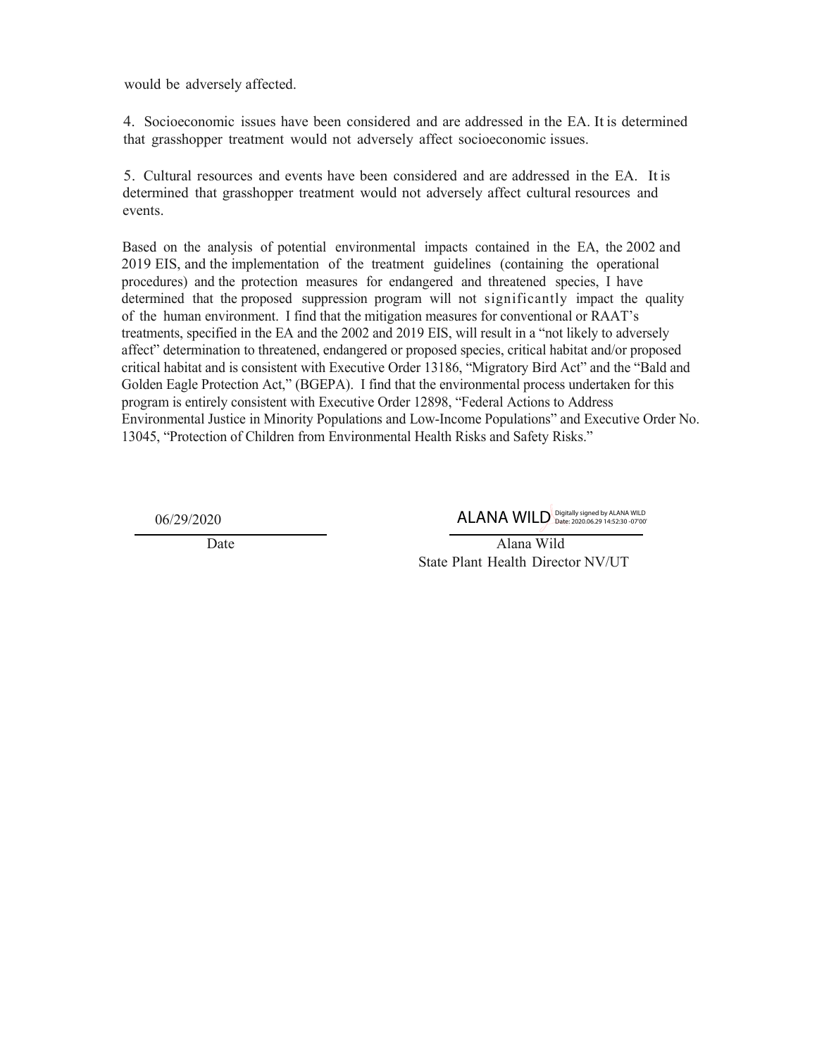would be adversely affected.

4. Socioeconomic issues have been considered and are addressed in the EA. It is determined that grasshopper treatment would not adversely affect socioeconomic issues.

5. Cultural resources and events have been considered and are addressed in the EA. It is determined that grasshopper treatment would not adversely affect cultural resources and events.

Based on the analysis of potential environmental impacts contained in the EA, the 2002 and 2019 EIS, and the implementation of the treatment guidelines (containing the operational procedures) and the protection measures for endangered and threatened species, I have determined that the proposed suppression program will not significantly impact the quality of the human environment. I find that the mitigation measures for conventional or RAAT's treatments, specified in the EA and the 2002 and 2019 EIS, will result in a "not likely to adversely affect" determination to threatened, endangered or proposed species, critical habitat and/or proposed critical habitat and is consistent with Executive Order 13186, "Migratory Bird Act" and the "Bald and Golden Eagle Protection Act," (BGEPA). I find that the environmental process undertaken for this program is entirely consistent with Executive Order 12898, "Federal Actions to Address Environmental Justice in Minority Populations and Low-Income Populations" and Executive Order No. 13045, "Protection of Children from Environmental Health Risks and Safety Risks."

06/29/2020

Date

ALANA WILD Digitally signed by ALANA WILD Date: 2020.06.29 14:52:30 -07'00'

Alana Wild
State Plant Health Director NV/UT